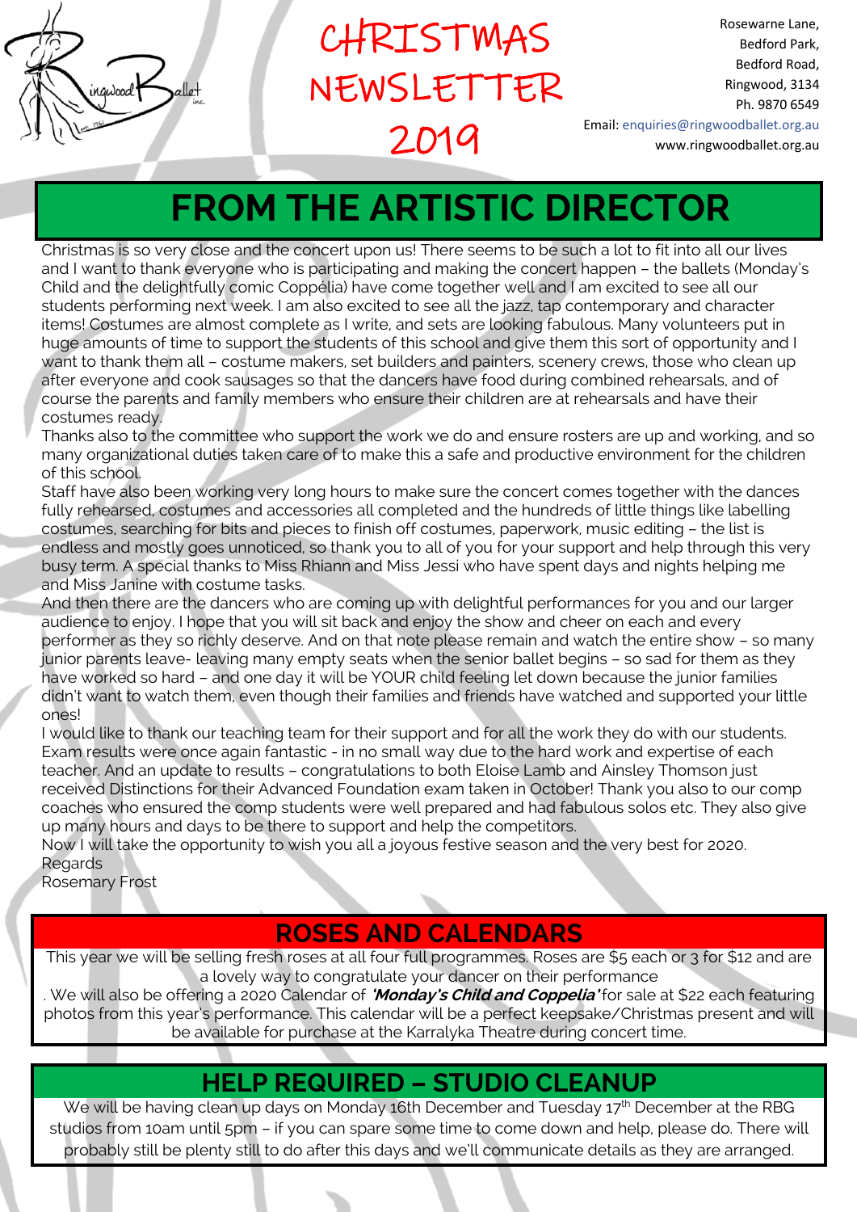# CHRISTMAS NEWSLETTER 2019

Rosewarne Lane,
Bedford Park,
Bedford Road,
Ringwood, 3134
Ph. 9870 6549
Email: enquiries@ringwoodballet.org.au
www.ringwoodballet.org.au

## FROM THE ARTISTIC DIRECTOR

Christmas is so very close and the concert upon us! There seems to be such a lot to fit into all our lives and I want to thank everyone who is participating and making the concert happen – the ballets (Monday's Child and the delightfully comic Coppélia) have come together well and I am excited to see all our students performing next week. I am also excited to see all the jazz, tap contemporary and character items! Costumes are almost complete as I write, and sets are looking fabulous. Many volunteers put in huge amounts of time to support the students of this school and give them this sort of opportunity and I want to thank them all – costume makers, set builders and painters, scenery crews, those who clean up after everyone and cook sausages so that the dancers have food during combined rehearsals, and of course the parents and family members who ensure their children are at rehearsals and have their costumes ready.

Thanks also to the committee who support the work we do and ensure rosters are up and working, and so many organizational duties taken care of to make this a safe and productive environment for the children of this school.

Staff have also been working very long hours to make sure the concert comes together with the dances fully rehearsed, costumes and accessories all completed and the hundreds of little things like labelling costumes, searching for bits and pieces to finish off costumes, paperwork, music editing – the list is endless and mostly goes unnoticed, so thank you to all of you for your support and help through this very busy term. A special thanks to Miss Rhiann and Miss Jessi who have spent days and nights helping me and Miss Janine with costume tasks.

And then there are the dancers who are coming up with delightful performances for you and our larger audience to enjoy. I hope that you will sit back and enjoy the show and cheer on each and every performer as they so richly deserve. And on that note please remain and watch the entire show – so many junior parents leave- leaving many empty seats when the senior ballet begins – so sad for them as they have worked so hard – and one day it will be YOUR child feeling let down because the junior families didn't want to watch them, even though their families and friends have watched and supported your little ones!

I would like to thank our teaching team for their support and for all the work they do with our students. Exam results were once again fantastic - in no small way due to the hard work and expertise of each teacher. And an update to results – congratulations to both Eloise Lamb and Ainsley Thomson just received Distinctions for their Advanced Foundation exam taken in October! Thank you also to our comp coaches who ensured the comp students were well prepared and had fabulous solos etc. They also give up many hours and days to be there to support and help the competitors.

Now I will take the opportunity to wish you all a joyous festive season and the very best for 2020.

Regards

Rosemary Frost

## ROSES AND CALENDARS

This year we will be selling fresh roses at all four full programmes. Roses are $5 each or 3 for $12 and are a lovely way to congratulate your dancer on their performance

. We will also be offering a 2020 Calendar of ***'Monday's Child and Coppelia'*** for sale at $22 each featuring photos from this year's performance. This calendar will be a perfect keepsake/Christmas present and will be available for purchase at the Karralyka Theatre during concert time.

## HELP REQUIRED – STUDIO CLEANUP

We will be having clean up days on Monday 16th December and Tuesday 17th December at the RBG studios from 10am until 5pm – if you can spare some time to come down and help, please do. There will probably still be plenty still to do after this days and we'll communicate details as they are arranged.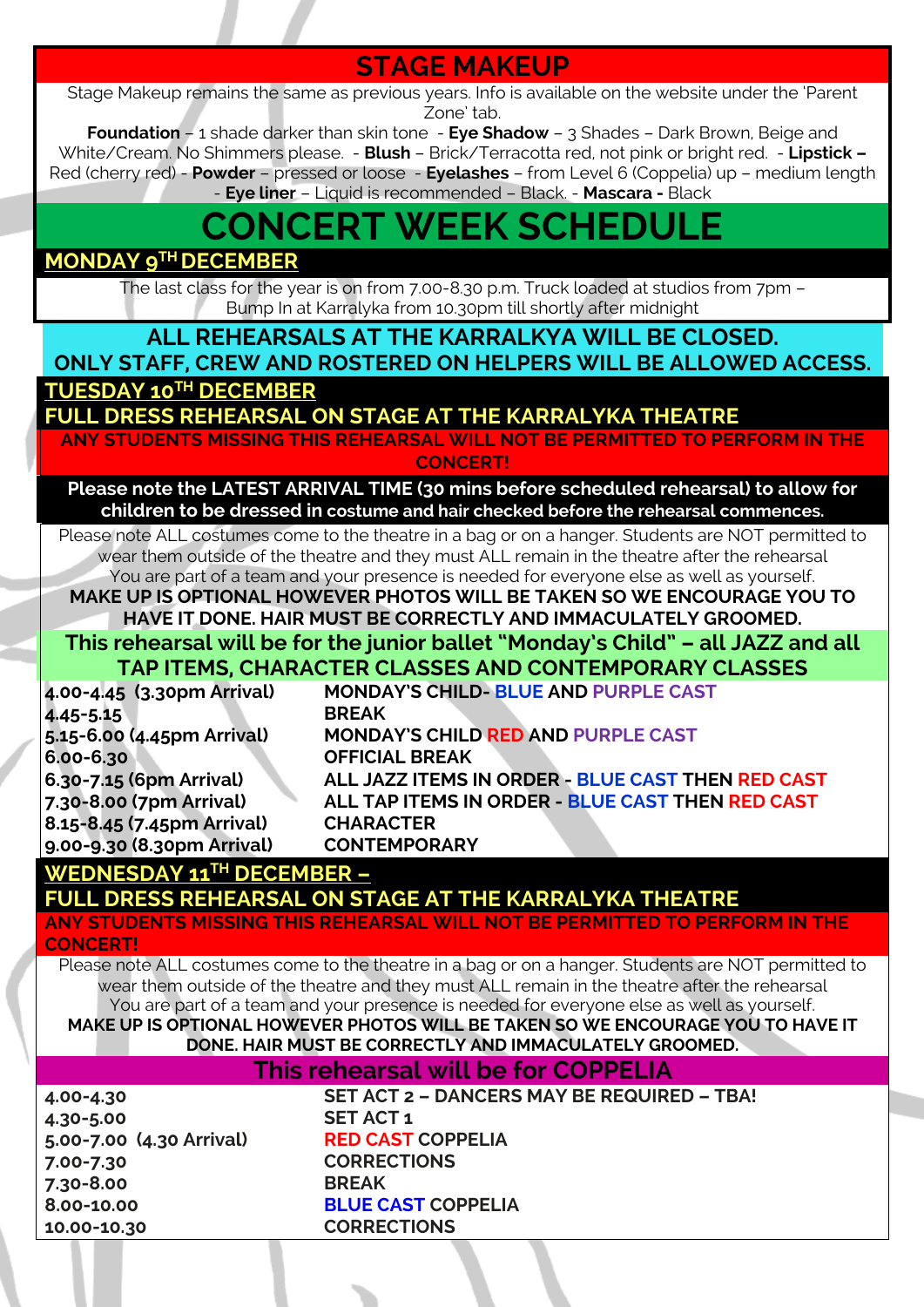# STAGE MAKEUP

Stage Makeup remains the same as previous years. Info is available on the website under the 'Parent Zone' tab.

**Foundation** – 1 shade darker than skin tone - **Eye Shadow** – 3 Shades – Dark Brown, Beige and White/Cream. No Shimmers please. - **Blush** – Brick/Terracotta red, not pink or bright red. - **Lipstick –** Red (cherry red) - **Powder** – pressed or loose - **Eyelashes** – from Level 6 (Coppelia) up – medium length - **Eye liner** – Liquid is recommended – Black. - **Mascara -** Black

# CONCERT WEEK SCHEDULE

## MONDAY 9TH DECEMBER

The last class for the year is on from 7.00-8.30 p.m. Truck loaded at studios from 7pm – Bump In at Karralyka from 10.30pm till shortly after midnight

**ALL REHEARSALS AT THE KARRALKYA WILL BE CLOSED.**
**ONLY STAFF, CREW AND ROSTERED ON HELPERS WILL BE ALLOWED ACCESS.**

## TUESDAY 10TH DECEMBER

### FULL DRESS REHEARSAL ON STAGE AT THE KARRALYKA THEATRE

**ANY STUDENTS MISSING THIS REHEARSAL WILL NOT BE PERMITTED TO PERFORM IN THE CONCERT!**

**Please note the LATEST ARRIVAL TIME (30 mins before scheduled rehearsal) to allow for children to be dressed in costume and hair checked before the rehearsal commences.**

Please note ALL costumes come to the theatre in a bag or on a hanger. Students are NOT permitted to wear them outside of the theatre and they must ALL remain in the theatre after the rehearsal
You are part of a team and your presence is needed for everyone else as well as yourself.

**MAKE UP IS OPTIONAL HOWEVER PHOTOS WILL BE TAKEN SO WE ENCOURAGE YOU TO HAVE IT DONE. HAIR MUST BE CORRECTLY AND IMMACULATELY GROOMED.**

**This rehearsal will be for the junior ballet "Monday's Child" – all JAZZ and all TAP ITEMS, CHARACTER CLASSES AND CONTEMPORARY CLASSES**

| Time | Item |
|---|---|
| **4.00-4.45 (3.30pm Arrival)** | **MONDAY'S CHILD- BLUE AND PURPLE CAST** |
| **4.45-5.15** | **BREAK** |
| **5.15-6.00 (4.45pm Arrival)** | **MONDAY'S CHILD RED AND PURPLE CAST** |
| **6.00-6.30** | **OFFICIAL BREAK** |
| **6.30-7.15 (6pm Arrival)** | **ALL JAZZ ITEMS IN ORDER - BLUE CAST THEN RED CAST** |
| **7.30-8.00 (7pm Arrival)** | **ALL TAP ITEMS IN ORDER - BLUE CAST THEN RED CAST** |
| **8.15-8.45 (7.45pm Arrival)** | **CHARACTER** |
| **9.00-9.30 (8.30pm Arrival)** | **CONTEMPORARY** |

## WEDNESDAY 11TH DECEMBER –

### FULL DRESS REHEARSAL ON STAGE AT THE KARRALYKA THEATRE

**ANY STUDENTS MISSING THIS REHEARSAL WILL NOT BE PERMITTED TO PERFORM IN THE CONCERT!**

Please note ALL costumes come to the theatre in a bag or on a hanger. Students are NOT permitted to wear them outside of the theatre and they must ALL remain in the theatre after the rehearsal
You are part of a team and your presence is needed for everyone else as well as yourself.

**MAKE UP IS OPTIONAL HOWEVER PHOTOS WILL BE TAKEN SO WE ENCOURAGE YOU TO HAVE IT DONE. HAIR MUST BE CORRECTLY AND IMMACULATELY GROOMED.**

**This rehearsal will be for COPPELIA**

| Time | Item |
|---|---|
| **4.00-4.30** | **SET ACT 2 – DANCERS MAY BE REQUIRED – TBA!** |
| **4.30-5.00** | **SET ACT 1** |
| **5.00-7.00 (4.30 Arrival)** | **RED CAST COPPELIA** |
| **7.00-7.30** | **CORRECTIONS** |
| **7.30-8.00** | **BREAK** |
| **8.00-10.00** | **BLUE CAST COPPELIA** |
| **10.00-10.30** | **CORRECTIONS** |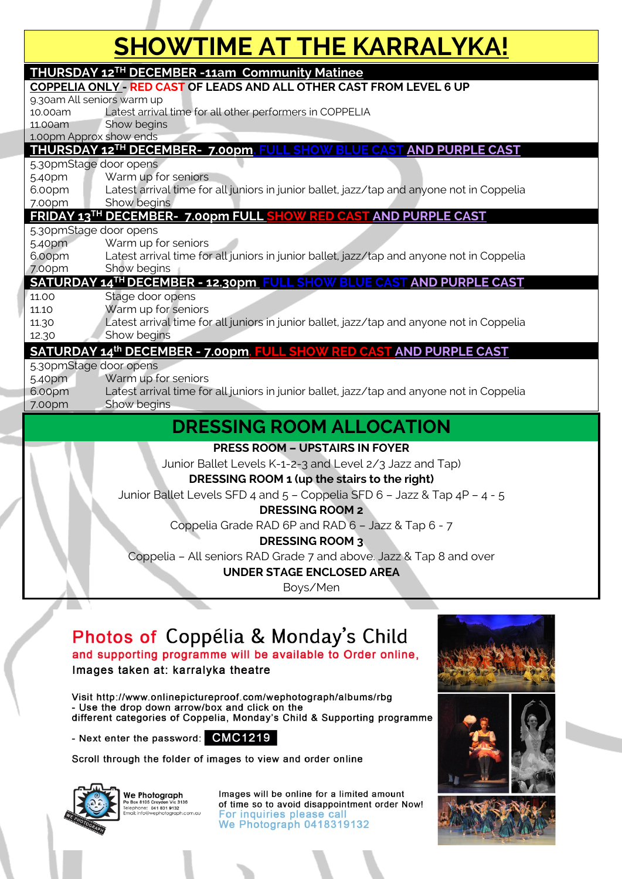# SHOWTIME AT THE KARRALYKA!

## THURSDAY 12TH DECEMBER -11am Community Matinee

**COPPELIA ONLY - RED CAST OF LEADS AND ALL OTHER CAST FROM LEVEL 6 UP**

9.30am All seniors warm up

| | |
|---|---|
| 10.00am | Latest arrival time for all other performers in COPPELIA |
| 11.00am | Show begins |

1.00pm Approx show ends

## THURSDAY 12TH DECEMBER- 7.00pm FULL SHOW BLUE CAST AND PURPLE CAST

5.30pm Stage door opens

| | |
|---|---|
| 5.40pm | Warm up for seniors |
| 6.00pm | Latest arrival time for all juniors in junior ballet, jazz/tap and anyone not in Coppelia |
| 7.00pm | Show begins |

## FRIDAY 13TH DECEMBER- 7.00pm FULL SHOW RED CAST AND PURPLE CAST

5.30pm Stage door opens

| | |
|---|---|
| 5.40pm | Warm up for seniors |
| 6.00pm | Latest arrival time for all juniors in junior ballet, jazz/tap and anyone not in Coppelia |
| 7.00pm | Show begins |

## SATURDAY 14TH DECEMBER - 12.30pm FULL SHOW BLUE CAST AND PURPLE CAST

| | |
|---|---|
| 11.00 | Stage door opens |
| 11.10 | Warm up for seniors |
| 11.30 | Latest arrival time for all juniors in junior ballet, jazz/tap and anyone not in Coppelia |
| 12.30 | Show begins |

## SATURDAY 14th DECEMBER - 7.00pm FULL SHOW RED CAST AND PURPLE CAST

5.30pm Stage door opens

| | |
|---|---|
| 5.40pm | Warm up for seniors |
| 6.00pm | Latest arrival time for all juniors in junior ballet, jazz/tap and anyone not in Coppelia |
| 7.00pm | Show begins |

# DRESSING ROOM ALLOCATION

**PRESS ROOM – UPSTAIRS IN FOYER**

Junior Ballet Levels K-1-2-3 and Level 2/3 Jazz and Tap)

**DRESSING ROOM 1 (up the stairs to the right)**

Junior Ballet Levels SFD 4 and 5 – Coppelia SFD 6 – Jazz & Tap 4P – 4 - 5

**DRESSING ROOM 2**

Coppelia Grade RAD 6P and RAD 6 – Jazz & Tap 6 - 7

**DRESSING ROOM 3**

Coppelia – All seniors RAD Grade 7 and above. Jazz & Tap 8 and over

**UNDER STAGE ENCLOSED AREA**

Boys/Men

## Photos of Coppélia & Monday's Child

and supporting programme will be available to Order online,

Images taken at: karralyka theatre

Visit http://www.onlinepictureproof.com/wephotograph/albums/rbg
- Use the drop down arrow/box and click on the different categories of Coppelia, Monday's Child & Supporting programme

- Next enter the password: **CMC1219**

Scroll through the folder of images to view and order online

We Photograph
Po Box 8105 Croydon Vic 3136
Telephone: 041 831 9132
Email: info@wephotograph.com.au

Images will be online for a limited amount of time so to avoid disappointment order Now!
For inquiries please call
We Photograph 0418319132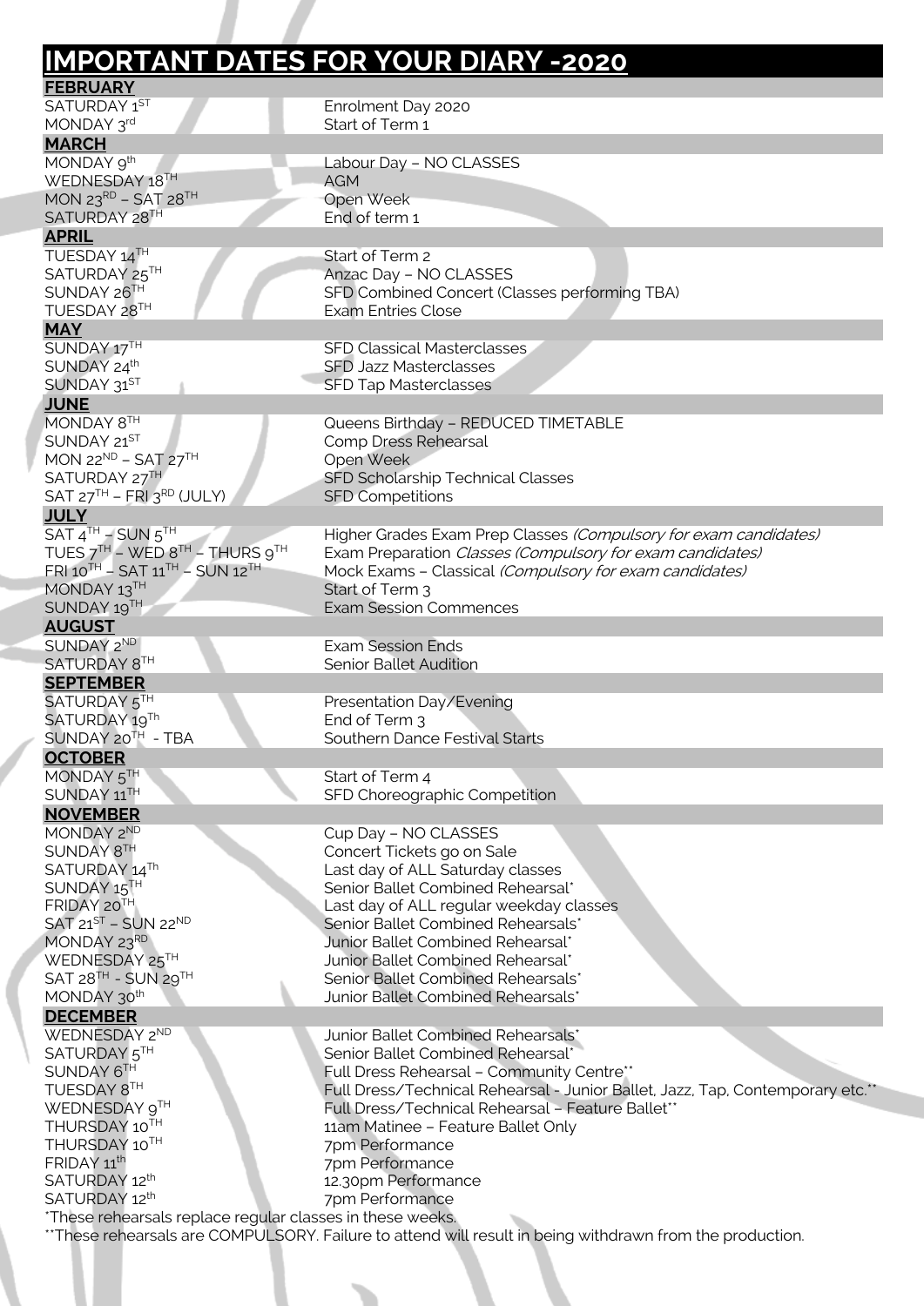# IMPORTANT DATES FOR YOUR DIARY -2020

| | |
|---|---|
| **FEBRUARY** | |
| SATURDAY 1ST | Enrolment Day 2020 |
| MONDAY 3rd | Start of Term 1 |
| **MARCH** | |
| MONDAY 9th | Labour Day – NO CLASSES |
| WEDNESDAY 18TH | AGM |
| MON 23RD – SAT 28TH | Open Week |
| SATURDAY 28TH | End of term 1 |
| **APRIL** | |
| TUESDAY 14TH | Start of Term 2 |
| SATURDAY 25TH | Anzac Day – NO CLASSES |
| SUNDAY 26TH | SFD Combined Concert (Classes performing TBA) |
| TUESDAY 28TH | Exam Entries Close |
| **MAY** | |
| SUNDAY 17TH | SFD Classical Masterclasses |
| SUNDAY 24th | SFD Jazz Masterclasses |
| SUNDAY 31ST | SFD Tap Masterclasses |
| **JUNE** | |
| MONDAY 8TH | Queens Birthday – REDUCED TIMETABLE |
| SUNDAY 21ST | Comp Dress Rehearsal |
| MON 22ND – SAT 27TH | Open Week |
| SATURDAY 27TH | SFD Scholarship Technical Classes |
| SAT 27TH – FRI 3RD (JULY) | SFD Competitions |
| **JULY** | |
| SAT 4TH – SUN 5TH | Higher Grades Exam Prep Classes *(Compulsory for exam candidates)* |
| TUES 7TH – WED 8TH – THURS 9TH | Exam Preparation *Classes (Compulsory for exam candidates)* |
| FRI 10TH – SAT 11TH – SUN 12TH | Mock Exams – Classical *(Compulsory for exam candidates)* |
| MONDAY 13TH | Start of Term 3 |
| SUNDAY 19TH | Exam Session Commences |
| **AUGUST** | |
| SUNDAY 2ND | Exam Session Ends |
| SATURDAY 8TH | Senior Ballet Audition |
| **SEPTEMBER** | |
| SATURDAY 5TH | Presentation Day/Evening |
| SATURDAY 19Th | End of Term 3 |
| SUNDAY 20TH - TBA | Southern Dance Festival Starts |
| **OCTOBER** | |
| MONDAY 5TH | Start of Term 4 |
| SUNDAY 11TH | SFD Choreographic Competition |
| **NOVEMBER** | |
| MONDAY 2ND | Cup Day – NO CLASSES |
| SUNDAY 8TH | Concert Tickets go on Sale |
| SATURDAY 14Th | Last day of ALL Saturday classes |
| SUNDAY 15TH | Senior Ballet Combined Rehearsal* |
| FRIDAY 20TH | Last day of ALL regular weekday classes |
| SAT 21ST – SUN 22ND | Senior Ballet Combined Rehearsals* |
| MONDAY 23RD | Junior Ballet Combined Rehearsal* |
| WEDNESDAY 25TH | Junior Ballet Combined Rehearsal* |
| SAT 28TH - SUN 29TH | Senior Ballet Combined Rehearsals* |
| MONDAY 30th | Junior Ballet Combined Rehearsals* |
| **DECEMBER** | |
| WEDNESDAY 2ND | Junior Ballet Combined Rehearsals* |
| SATURDAY 5TH | Senior Ballet Combined Rehearsal* |
| SUNDAY 6TH | Full Dress Rehearsal – Community Centre** |
| TUESDAY 8TH | Full Dress/Technical Rehearsal - Junior Ballet, Jazz, Tap, Contemporary etc.** |
| WEDNESDAY 9TH | Full Dress/Technical Rehearsal – Feature Ballet** |
| THURSDAY 10TH | 11am Matinee – Feature Ballet Only |
| THURSDAY 10TH | 7pm Performance |
| FRIDAY 11th | 7pm Performance |
| SATURDAY 12th | 12.30pm Performance |
| SATURDAY 12th | 7pm Performance |

*These rehearsals replace regular classes in these weeks.

**These rehearsals are COMPULSORY. Failure to attend will result in being withdrawn from the production.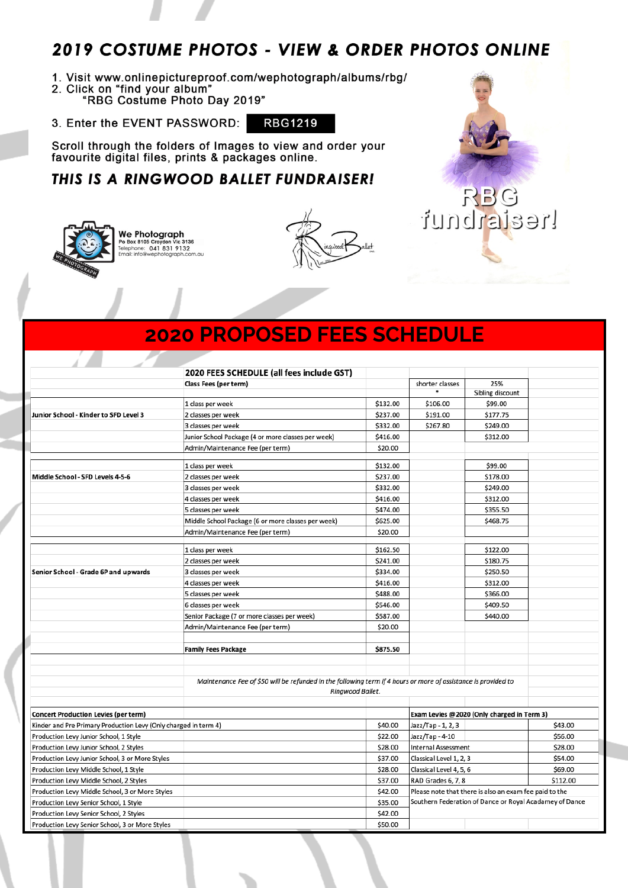## 2019 COSTUME PHOTOS - VIEW & ORDER PHOTOS ONLINE

1. Visit www.onlinepictureproof.com/wephotograph/albums/rbg/
2. Click on "find your album"
   "RBG Costume Photo Day 2019"
3. Enter the EVENT PASSWORD: **RBG1219**

Scroll through the folders of Images to view and order your favourite digital files, prints & packages online.

### *THIS IS A RINGWOOD BALLET FUNDRAISER!*

**We Photograph**
Po Box 8105 Croydon Vic 3136
Telephone: 041 831 9132
Email: info@wephotograph.com.au

RBG fundraiser!

# 2020 PROPOSED FEES SCHEDULE

| | 2020 FEES SCHEDULE (all fees include GST) | | | |
|---|---|---|---|---|
| | **Class Fees (per term)** | | shorter classes * | 25% Sibling discount |
| | 1 class per week | $132.00 | $106.00 | $99.00 |
| **Junior School - Kinder to SFD Level 3** | 2 classes per week | $237.00 | $191.00 | $177.75 |
| | 3 classes per week | $332.00 | $267.80 | $249.00 |
| | Junior School Package (4 or more classes per week) | $416.00 | | $312.00 |
| | Admin/Maintenance Fee (per term) | $20.00 | | |
| | | | | |
| | 1 class per week | $132.00 | | $99.00 |
| **Middle School - SFD Levels 4-5-6** | 2 classes per week | $237.00 | | $178.00 |
| | 3 classes per week | $332.00 | | $249.00 |
| | 4 classes per week | $416.00 | | $312.00 |
| | 5 classes per week | $474.00 | | $355.50 |
| | Middle School Package (6 or more classes per week) | $625.00 | | $468.75 |
| | Admin/Maintenance Fee (per term) | $20.00 | | |
| | | | | |
| | 1 class per week | $162.50 | | $122.00 |
| | 2 classes per week | $241.00 | | $180.75 |
| **Senior School - Grade 6P and upwards** | 3 classes per week | $334.00 | | $250.50 |
| | 4 classes per week | $416.00 | | $312.00 |
| | 5 classes per week | $488.00 | | $366.00 |
| | 6 classes per week | $546.00 | | $409.50 |
| | Senior Package (7 or more classes per week) | $587.00 | | $440.00 |
| | Admin/Maintenance Fee (per term) | $20.00 | | |
| | | | | |
| | **Family Fees Package** | $875.50 | | |

*Maintenance Fee of $50 will be refunded in the following term if 4 hours or more of assistance is provided to Ringwood Ballet.*

| Concert Production Levies (per term) | | Exam Levies @2020 (Only charged in Term 3) | |
|---|---|---|---|
| Kinder and Pre Primary Production Levy (Only charged in term 4) | $40.00 | Jazz/Tap - 1, 2, 3 | $43.00 |
| Production Levy Junior School, 1 Style | $22.00 | Jazz/Tap - 4-10 | $56.00 |
| Production Levy Junior School, 2 Styles | $28.00 | Internal Assessment | $28.00 |
| Production Levy Junior School, 3 or More Styles | $37.00 | Classical Level 1, 2, 3 | $54.00 |
| Production Levy Middle School, 1 Style | $28.00 | Classical Level 4, 5, 6 | $69.00 |
| Production Levy Middle School, 2 Styles | $37.00 | RAD Grades 6, 7, 8 | $112.00 |
| Production Levy Middle School, 3 or More Styles | $42.00 | Please note that there is also an exam fee paid to the | |
| Production Levy Senior School, 1 Style | $35.00 | Southern Federation of Dance or Royal Acadamey of Dance | |
| Production Levy Senior School, 2 Styles | $42.00 | | |
| Production Levy Senior School, 3 or More Styles | $50.00 | | |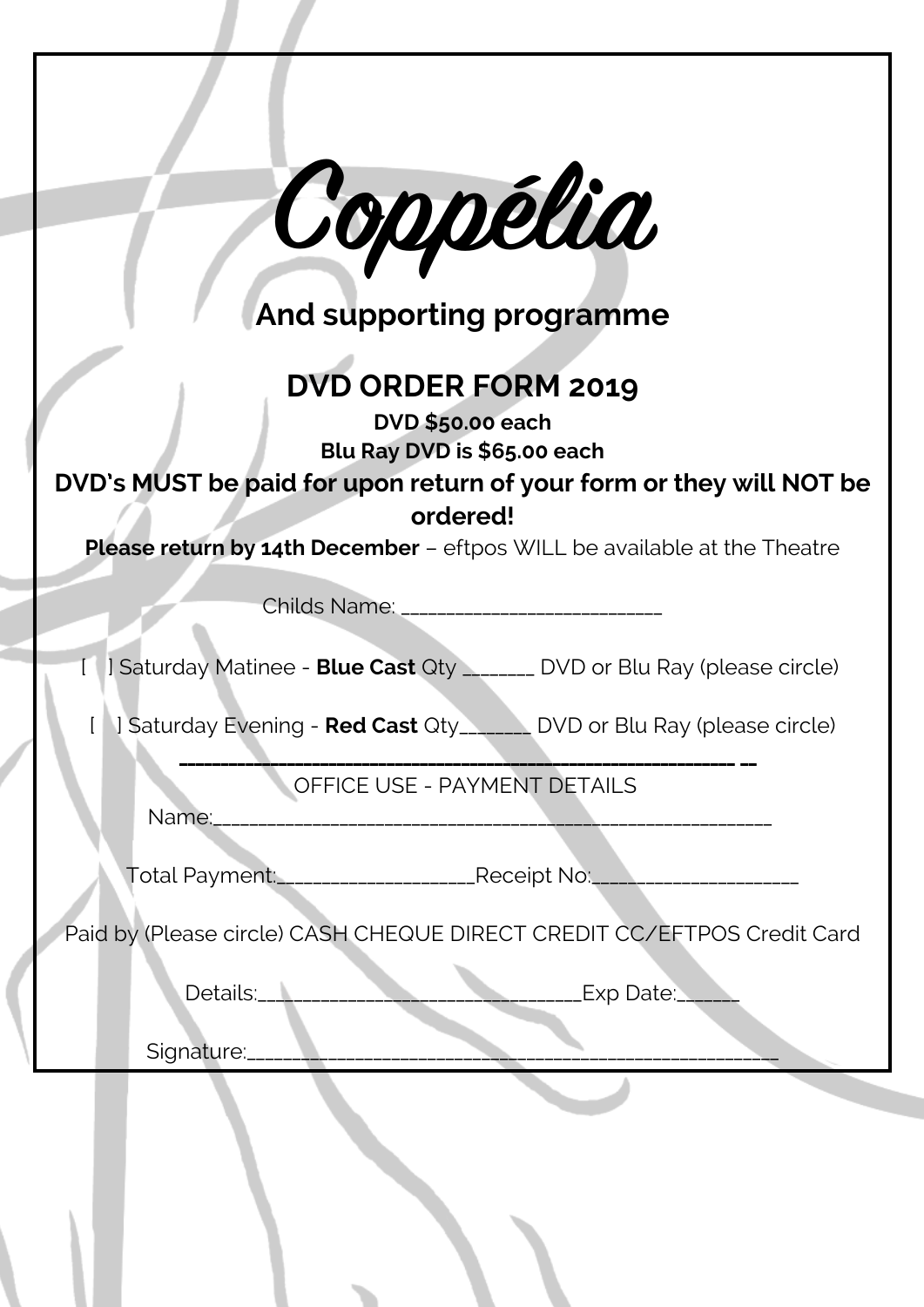# Coppélia

## And supporting programme

## DVD ORDER FORM 2019

**DVD $50.00 each**

**Blu Ray DVD is $65.00 each**

**DVD's MUST be paid for upon return of your form or they will NOT be ordered!**

**Please return by 14th December** – eftpos WILL be available at the Theatre

Childs Name: ___________________________

[ ] Saturday Matinee - **Blue Cast** Qty _______ DVD or Blu Ray (please circle)

[ ] Saturday Evening - **Red Cast** Qty_______ DVD or Blu Ray (please circle)

---

OFFICE USE - PAYMENT DETAILS

Name:_________________________________________________________

Total Payment:___________________Receipt No:___________________

Paid by (Please circle) CASH CHEQUE DIRECT CREDIT CC/EFTPOS Credit Card

Details:________________________________Exp Date:______

Signature:_____________________________________________________